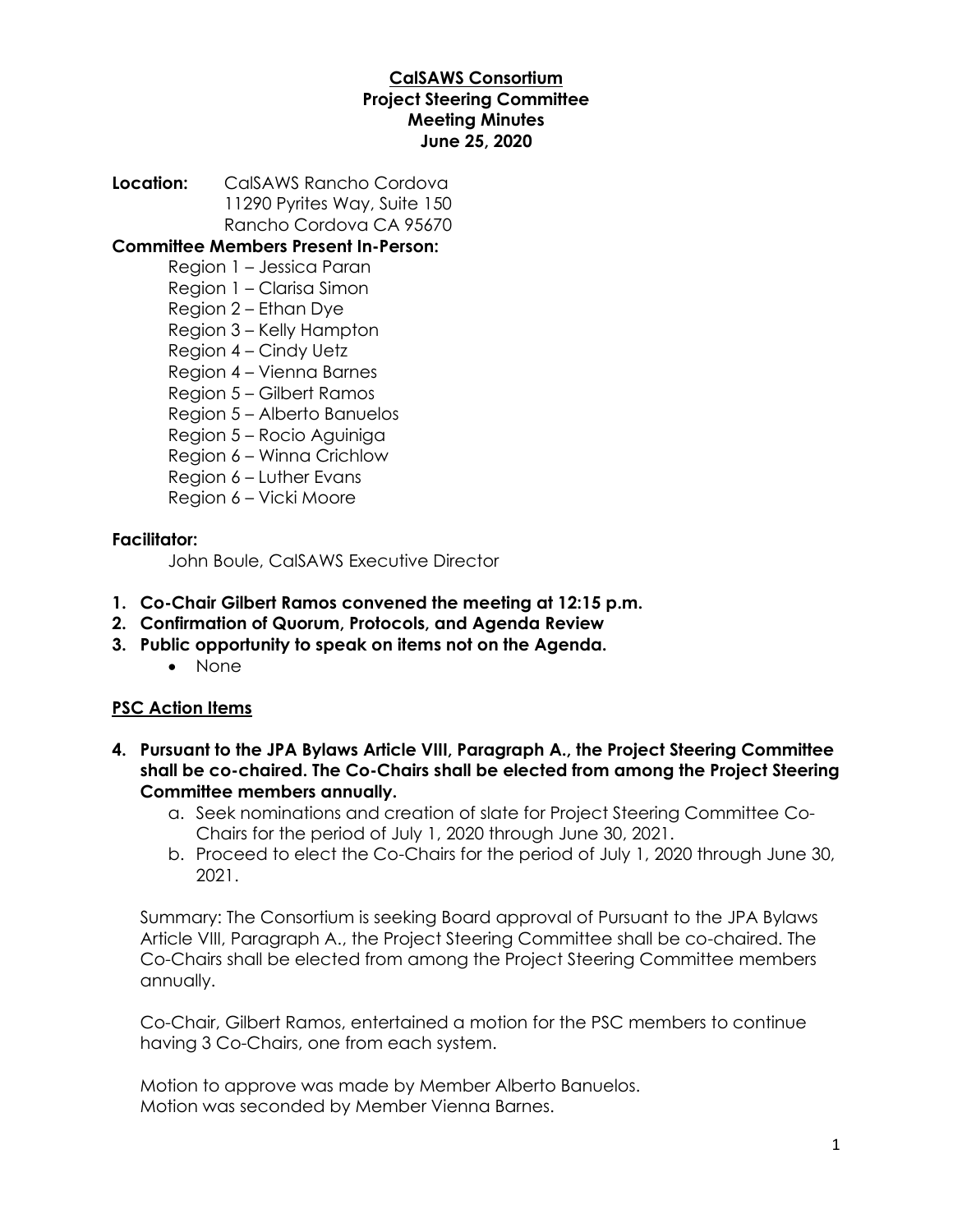**CalSAWS Consortium**
**Project Steering Committee**
**Meeting Minutes**
**June 25, 2020**

**Location:** CalSAWS Rancho Cordova
11290 Pyrites Way, Suite 150
Rancho Cordova CA 95670

**Committee Members Present In-Person:**

Region 1 – Jessica Paran
Region 1 – Clarisa Simon
Region 2 – Ethan Dye
Region 3 – Kelly Hampton
Region 4 – Cindy Uetz
Region 4 – Vienna Barnes
Region 5 – Gilbert Ramos
Region 5 – Alberto Banuelos
Region 5 – Rocio Aguiniga
Region 6 – Winna Crichlow
Region 6 – Luther Evans
Region 6 – Vicki Moore

**Facilitator:**

John Boule, CalSAWS Executive Director

1. **Co-Chair Gilbert Ramos convened the meeting at 12:15 p.m.**
2. **Confirmation of Quorum, Protocols, and Agenda Review**
3. **Public opportunity to speak on items not on the Agenda.**
   - None

**PSC Action Items**

4. **Pursuant to the JPA Bylaws Article VIII, Paragraph A., the Project Steering Committee shall be co-chaired. The Co-Chairs shall be elected from among the Project Steering Committee members annually.**
   a. Seek nominations and creation of slate for Project Steering Committee Co-Chairs for the period of July 1, 2020 through June 30, 2021.
   b. Proceed to elect the Co-Chairs for the period of July 1, 2020 through June 30, 2021.

   Summary: The Consortium is seeking Board approval of Pursuant to the JPA Bylaws Article VIII, Paragraph A., the Project Steering Committee shall be co-chaired. The Co-Chairs shall be elected from among the Project Steering Committee members annually.

   Co-Chair, Gilbert Ramos, entertained a motion for the PSC members to continue having 3 Co-Chairs, one from each system.

   Motion to approve was made by Member Alberto Banuelos.
   Motion was seconded by Member Vienna Barnes.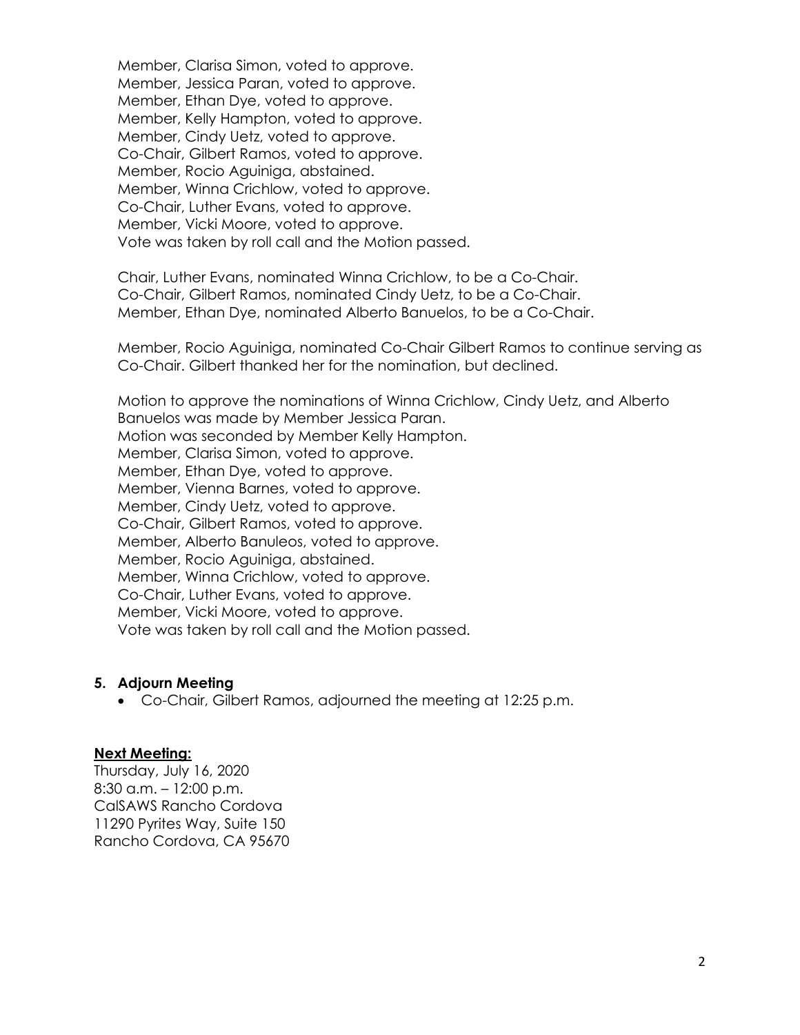Member, Clarisa Simon, voted to approve.
Member, Jessica Paran, voted to approve.
Member, Ethan Dye, voted to approve.
Member, Kelly Hampton, voted to approve.
Member, Cindy Uetz, voted to approve.
Co-Chair, Gilbert Ramos, voted to approve.
Member, Rocio Aguiniga, abstained.
Member, Winna Crichlow, voted to approve.
Co-Chair, Luther Evans, voted to approve.
Member, Vicki Moore, voted to approve.
Vote was taken by roll call and the Motion passed.

Chair, Luther Evans, nominated Winna Crichlow, to be a Co-Chair.
Co-Chair, Gilbert Ramos, nominated Cindy Uetz, to be a Co-Chair.
Member, Ethan Dye, nominated Alberto Banuelos, to be a Co-Chair.

Member, Rocio Aguiniga, nominated Co-Chair Gilbert Ramos to continue serving as Co-Chair. Gilbert thanked her for the nomination, but declined.

Motion to approve the nominations of Winna Crichlow, Cindy Uetz, and Alberto Banuelos was made by Member Jessica Paran.
Motion was seconded by Member Kelly Hampton.
Member, Clarisa Simon, voted to approve.
Member, Ethan Dye, voted to approve.
Member, Vienna Barnes, voted to approve.
Member, Cindy Uetz, voted to approve.
Co-Chair, Gilbert Ramos, voted to approve.
Member, Alberto Banuleos, voted to approve.
Member, Rocio Aguiniga, abstained.
Member, Winna Crichlow, voted to approve.
Co-Chair, Luther Evans, voted to approve.
Member, Vicki Moore, voted to approve.
Vote was taken by roll call and the Motion passed.

**5. Adjourn Meeting**

- Co-Chair, Gilbert Ramos, adjourned the meeting at 12:25 p.m.

**Next Meeting:**

Thursday, July 16, 2020
8:30 a.m. – 12:00 p.m.
CalSAWS Rancho Cordova
11290 Pyrites Way, Suite 150
Rancho Cordova, CA 95670